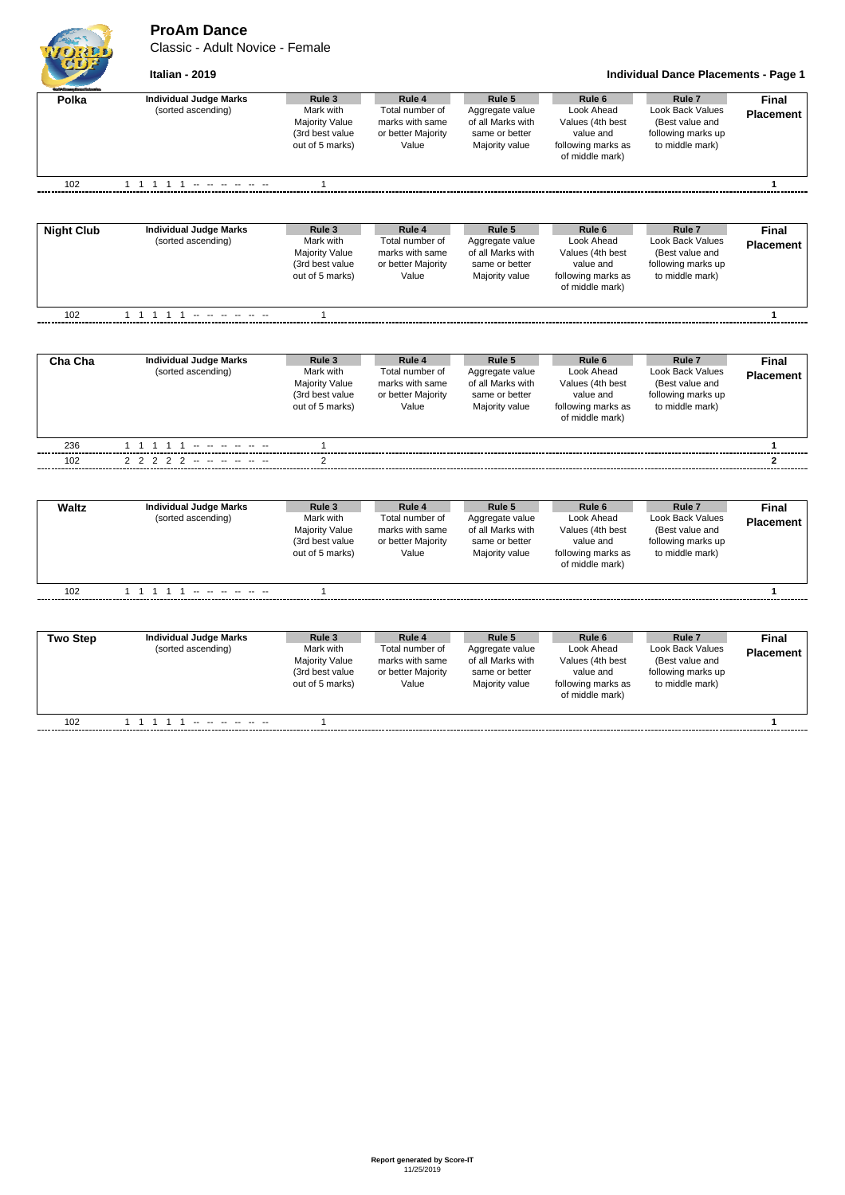# ProAm Dance

Classic - Adult Novice - Female

**Italian - 2019**

**Individual Dance Placements - Page 1**

| Polka | Individual Judge Marks (sorted ascending) | Rule 3 Mark with Majority Value (3rd best value out of 5 marks) | Rule 4 Total number of marks with same or better Majority Value | Rule 5 Aggregate value of all Marks with same or better Majority value | Rule 6 Look Ahead Values (4th best value and following marks as of middle mark) | Rule 7 Look Back Values (Best value and following marks up to middle mark) | Final Placement |
|---|---|---|---|---|---|---|---|
| 102 | 1 1 1 1 1 -- -- -- -- -- -- | 1 | | | | | 1 |

| Night Club | Individual Judge Marks (sorted ascending) | Rule 3 Mark with Majority Value (3rd best value out of 5 marks) | Rule 4 Total number of marks with same or better Majority Value | Rule 5 Aggregate value of all Marks with same or better Majority value | Rule 6 Look Ahead Values (4th best value and following marks as of middle mark) | Rule 7 Look Back Values (Best value and following marks up to middle mark) | Final Placement |
|---|---|---|---|---|---|---|---|
| 102 | 1 1 1 1 1 -- -- -- -- -- -- | 1 | | | | | 1 |

| Cha Cha | Individual Judge Marks (sorted ascending) | Rule 3 Mark with Majority Value (3rd best value out of 5 marks) | Rule 4 Total number of marks with same or better Majority Value | Rule 5 Aggregate value of all Marks with same or better Majority value | Rule 6 Look Ahead Values (4th best value and following marks as of middle mark) | Rule 7 Look Back Values (Best value and following marks up to middle mark) | Final Placement |
|---|---|---|---|---|---|---|---|
| 236 | 1 1 1 1 1 -- -- -- -- -- -- | 1 | | | | | 1 |
| 102 | 2 2 2 2 2 -- -- -- -- -- -- | 2 | | | | | 2 |

| Waltz | Individual Judge Marks (sorted ascending) | Rule 3 Mark with Majority Value (3rd best value out of 5 marks) | Rule 4 Total number of marks with same or better Majority Value | Rule 5 Aggregate value of all Marks with same or better Majority value | Rule 6 Look Ahead Values (4th best value and following marks as of middle mark) | Rule 7 Look Back Values (Best value and following marks up to middle mark) | Final Placement |
|---|---|---|---|---|---|---|---|
| 102 | 1 1 1 1 1 -- -- -- -- -- -- | 1 | | | | | 1 |

| Two Step | Individual Judge Marks (sorted ascending) | Rule 3 Mark with Majority Value (3rd best value out of 5 marks) | Rule 4 Total number of marks with same or better Majority Value | Rule 5 Aggregate value of all Marks with same or better Majority value | Rule 6 Look Ahead Values (4th best value and following marks as of middle mark) | Rule 7 Look Back Values (Best value and following marks up to middle mark) | Final Placement |
|---|---|---|---|---|---|---|---|
| 102 | 1 1 1 1 1 -- -- -- -- -- -- | 1 | | | | | 1 |

Report generated by Score-IT
11/25/2019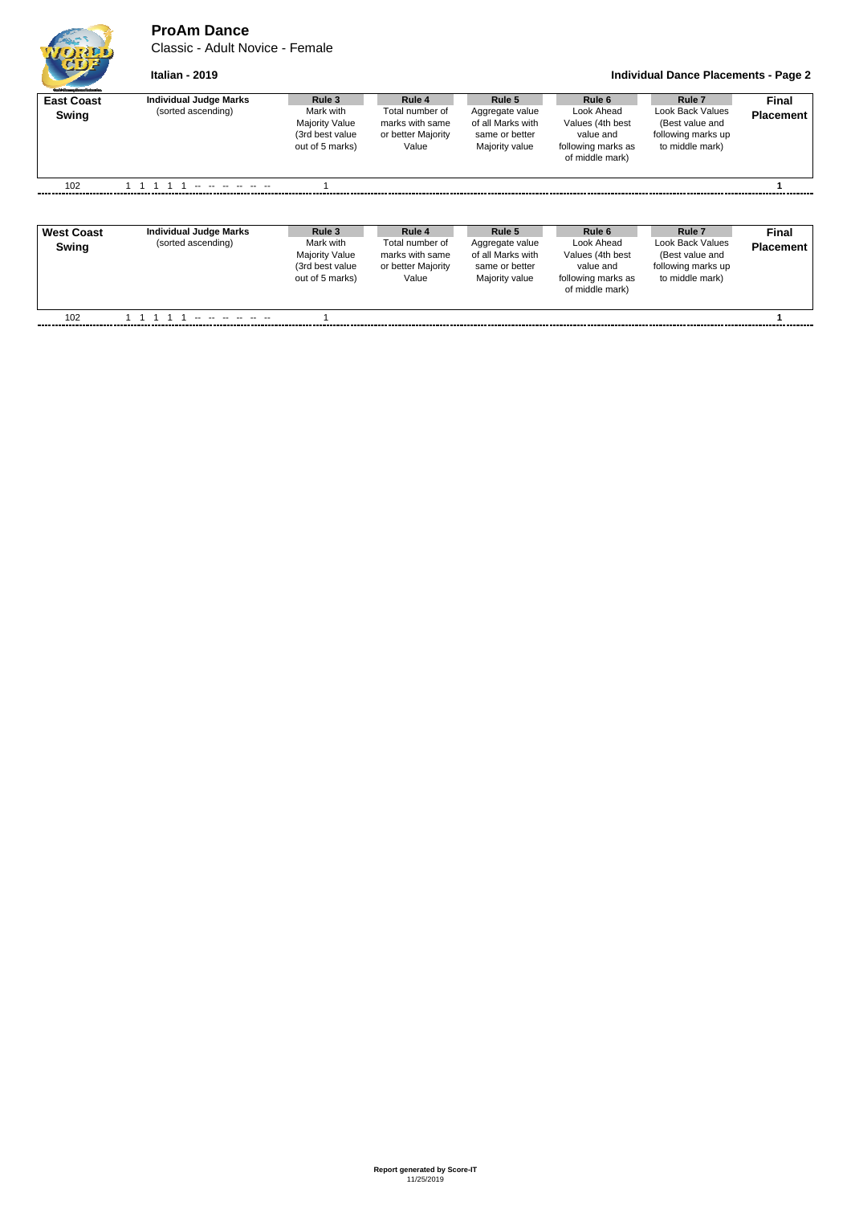# ProAm Dance

Classic - Adult Novice - Female

**Italian - 2019**

**Individual Dance Placements - Page 2**

| **East Coast Swing** | **Individual Judge Marks** (sorted ascending) | **Rule 3** Mark with Majority Value (3rd best value out of 5 marks) | **Rule 4** Total number of marks with same or better Majority Value | **Rule 5** Aggregate value of all Marks with same or better Majority value | **Rule 6** Look Ahead Values (4th best value and following marks as of middle mark) | **Rule 7** Look Back Values (Best value and following marks up to middle mark) | **Final Placement** |
|---|---|---|---|---|---|---|---|
| 102 | 1 1 1 1 1 -- -- -- -- -- -- | 1 | | | | | **1** |

| **West Coast Swing** | **Individual Judge Marks** (sorted ascending) | **Rule 3** Mark with Majority Value (3rd best value out of 5 marks) | **Rule 4** Total number of marks with same or better Majority Value | **Rule 5** Aggregate value of all Marks with same or better Majority value | **Rule 6** Look Ahead Values (4th best value and following marks as of middle mark) | **Rule 7** Look Back Values (Best value and following marks up to middle mark) | **Final Placement** |
|---|---|---|---|---|---|---|---|
| 102 | 1 1 1 1 1 -- -- -- -- -- -- | 1 | | | | | **1** |

**Report generated by Score-IT**
11/25/2019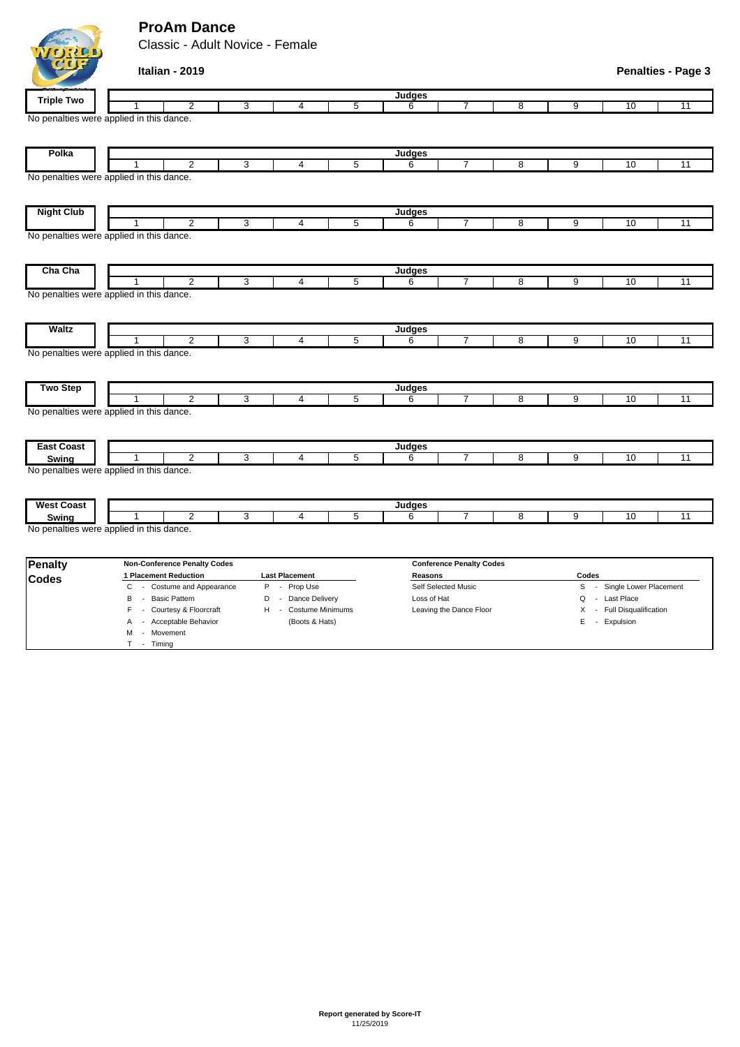# ProAm Dance

Classic - Adult Novice - Female

**Italian - 2019**

**Penalties - Page 3**

| Triple Two | Judges | | | | | | | | | | |
|---|---|---|---|---|---|---|---|---|---|---|---|
| | 1 | 2 | 3 | 4 | 5 | 6 | 7 | 8 | 9 | 10 | 11 |

No penalties were applied in this dance.

| Polka | Judges | | | | | | | | | | |
|---|---|---|---|---|---|---|---|---|---|---|---|
| | 1 | 2 | 3 | 4 | 5 | 6 | 7 | 8 | 9 | 10 | 11 |

No penalties were applied in this dance.

| Night Club | Judges | | | | | | | | | | |
|---|---|---|---|---|---|---|---|---|---|---|---|
| | 1 | 2 | 3 | 4 | 5 | 6 | 7 | 8 | 9 | 10 | 11 |

No penalties were applied in this dance.

| Cha Cha | Judges | | | | | | | | | | |
|---|---|---|---|---|---|---|---|---|---|---|---|
| | 1 | 2 | 3 | 4 | 5 | 6 | 7 | 8 | 9 | 10 | 11 |

No penalties were applied in this dance.

| Waltz | Judges | | | | | | | | | | |
|---|---|---|---|---|---|---|---|---|---|---|---|
| | 1 | 2 | 3 | 4 | 5 | 6 | 7 | 8 | 9 | 10 | 11 |

No penalties were applied in this dance.

| Two Step | Judges | | | | | | | | | | |
|---|---|---|---|---|---|---|---|---|---|---|---|
| | 1 | 2 | 3 | 4 | 5 | 6 | 7 | 8 | 9 | 10 | 11 |

No penalties were applied in this dance.

| East Coast Swing | Judges | | | | | | | | | | |
|---|---|---|---|---|---|---|---|---|---|---|---|
| | 1 | 2 | 3 | 4 | 5 | 6 | 7 | 8 | 9 | 10 | 11 |

No penalties were applied in this dance.

| West Coast Swing | Judges | | | | | | | | | | |
|---|---|---|---|---|---|---|---|---|---|---|---|
| | 1 | 2 | 3 | 4 | 5 | 6 | 7 | 8 | 9 | 10 | 11 |

No penalties were applied in this dance.

## Penalty Codes

**Non-Conference Penalty Codes**

| 1 Placement Reduction | Last Placement |
|---|---|
| C - Costume and Appearance | P - Prop Use |
| B - Basic Pattern | D - Dance Delivery |
| F - Courtesy & Floorcraft | H - Costume Minimums (Boots & Hats) |
| A - Acceptable Behavior | |
| M - Movement | |
| T - Timing | |

**Conference Penalty Codes**

| Reasons | Codes |
|---|---|
| Self Selected Music | S - Single Lower Placement |
| Loss of Hat | Q - Last Place |
| Leaving the Dance Floor | X - Full Disqualification |
| | E - Expulsion |

**Report generated by Score-IT**
11/25/2019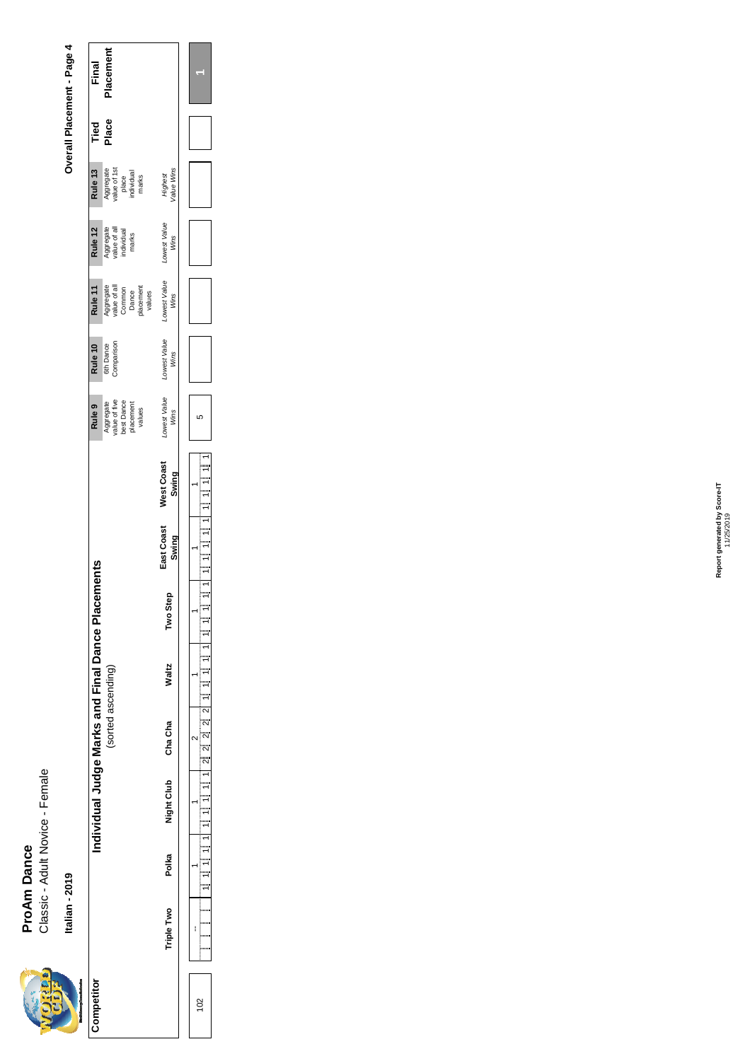# ProAm Dance

Classic - Adult Novice - Female

**Italian - 2019**

**Overall Placement - Page 4**

| Competitor | Individual Judge Marks and Final Dance Placements (sorted ascending) | | | | | | | | Rule 9 | Rule 10 | Rule 11 | Rule 12 | Rule 13 | Tied Place | Final Placement |
|---|---|---|---|---|---|---|---|---|---|---|---|---|---|---|---|
| | Triple Two | Polka | Night Club | Cha Cha | Waltz | Two Step | East Coast Swing | West Coast Swing | Aggregate value of five best Dance placement values *Lowest Value Wins* | 6th Dance Comparison *Lowest Value Wins* | Aggregate value of all Common Dance placement values *Lowest Value Wins* | Aggregate value of all individual marks *Lowest Value Wins* | Aggregate value of 1st place individual marks *Highest Value Wins* | | |
| 102 | -- | 1 | 1 | 2 | 1 | 1 | 1 | 1 | 5 | | | | | | 1 |

**Report generated by Score-IT**
11/25/2019